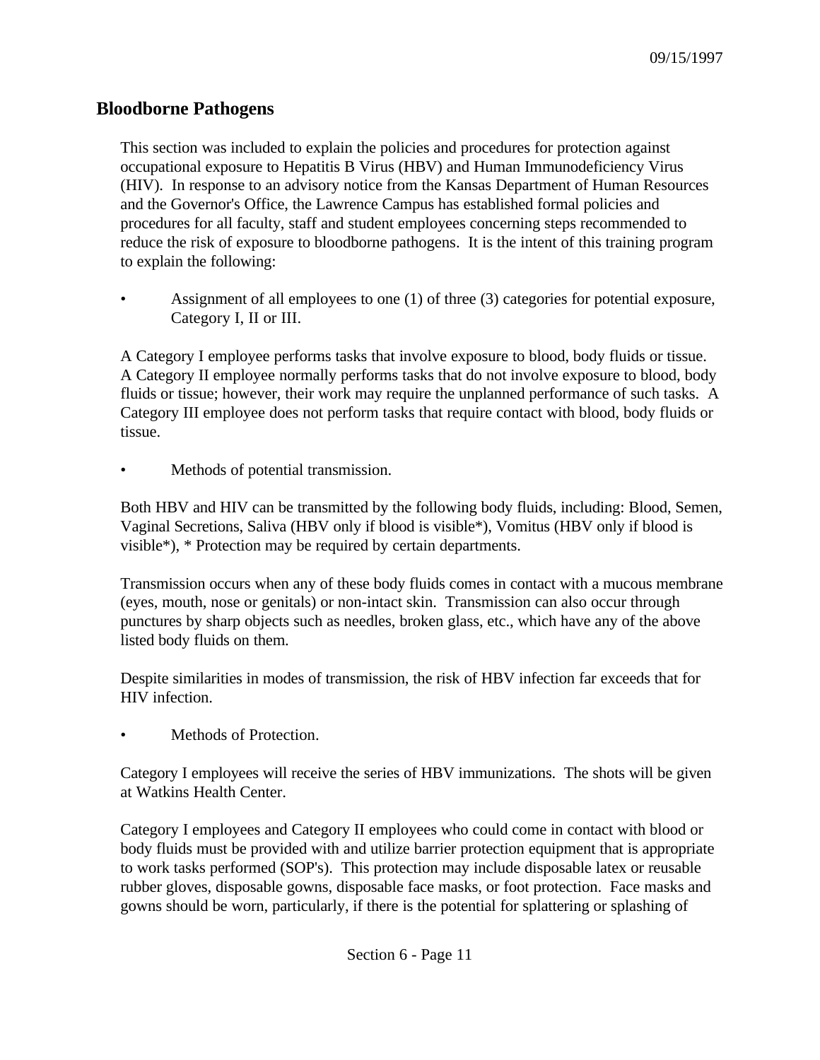09/15/1997

## Bloodborne Pathogens

This section was included to explain the policies and procedures for protection against occupational exposure to Hepatitis B Virus (HBV) and Human Immunodeficiency Virus (HIV). In response to an advisory notice from the Kansas Department of Human Resources and the Governor's Office, the Lawrence Campus has established formal policies and procedures for all faculty, staff and student employees concerning steps recommended to reduce the risk of exposure to bloodborne pathogens. It is the intent of this training program to explain the following:

- Assignment of all employees to one (1) of three (3) categories for potential exposure, Category I, II or III.

A Category I employee performs tasks that involve exposure to blood, body fluids or tissue. A Category II employee normally performs tasks that do not involve exposure to blood, body fluids or tissue; however, their work may require the unplanned performance of such tasks. A Category III employee does not perform tasks that require contact with blood, body fluids or tissue.

- Methods of potential transmission.

Both HBV and HIV can be transmitted by the following body fluids, including: Blood, Semen, Vaginal Secretions, Saliva (HBV only if blood is visible*), Vomitus (HBV only if blood is visible*), * Protection may be required by certain departments.

Transmission occurs when any of these body fluids comes in contact with a mucous membrane (eyes, mouth, nose or genitals) or non-intact skin. Transmission can also occur through punctures by sharp objects such as needles, broken glass, etc., which have any of the above listed body fluids on them.

Despite similarities in modes of transmission, the risk of HBV infection far exceeds that for HIV infection.

- Methods of Protection.

Category I employees will receive the series of HBV immunizations. The shots will be given at Watkins Health Center.

Category I employees and Category II employees who could come in contact with blood or body fluids must be provided with and utilize barrier protection equipment that is appropriate to work tasks performed (SOP's). This protection may include disposable latex or reusable rubber gloves, disposable gowns, disposable face masks, or foot protection. Face masks and gowns should be worn, particularly, if there is the potential for splattering or splashing of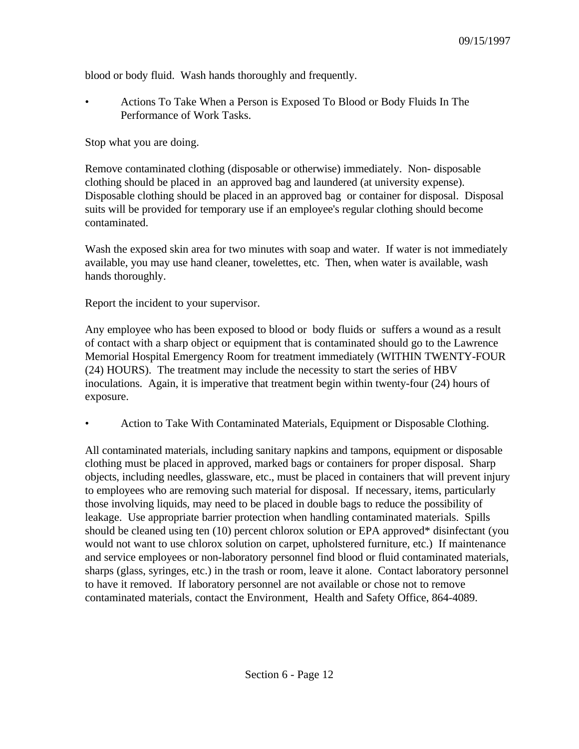blood or body fluid. Wash hands thoroughly and frequently.

- Actions To Take When a Person is Exposed To Blood or Body Fluids In The Performance of Work Tasks.

Stop what you are doing.

Remove contaminated clothing (disposable or otherwise) immediately. Non- disposable clothing should be placed in an approved bag and laundered (at university expense). Disposable clothing should be placed in an approved bag or container for disposal. Disposal suits will be provided for temporary use if an employee's regular clothing should become contaminated.

Wash the exposed skin area for two minutes with soap and water. If water is not immediately available, you may use hand cleaner, towelettes, etc. Then, when water is available, wash hands thoroughly.

Report the incident to your supervisor.

Any employee who has been exposed to blood or body fluids or suffers a wound as a result of contact with a sharp object or equipment that is contaminated should go to the Lawrence Memorial Hospital Emergency Room for treatment immediately (WITHIN TWENTY-FOUR (24) HOURS). The treatment may include the necessity to start the series of HBV inoculations. Again, it is imperative that treatment begin within twenty-four (24) hours of exposure.

- Action to Take With Contaminated Materials, Equipment or Disposable Clothing.

All contaminated materials, including sanitary napkins and tampons, equipment or disposable clothing must be placed in approved, marked bags or containers for proper disposal. Sharp objects, including needles, glassware, etc., must be placed in containers that will prevent injury to employees who are removing such material for disposal. If necessary, items, particularly those involving liquids, may need to be placed in double bags to reduce the possibility of leakage. Use appropriate barrier protection when handling contaminated materials. Spills should be cleaned using ten (10) percent chlorox solution or EPA approved* disinfectant (you would not want to use chlorox solution on carpet, upholstered furniture, etc.) If maintenance and service employees or non-laboratory personnel find blood or fluid contaminated materials, sharps (glass, syringes, etc.) in the trash or room, leave it alone. Contact laboratory personnel to have it removed. If laboratory personnel are not available or chose not to remove contaminated materials, contact the Environment, Health and Safety Office, 864-4089.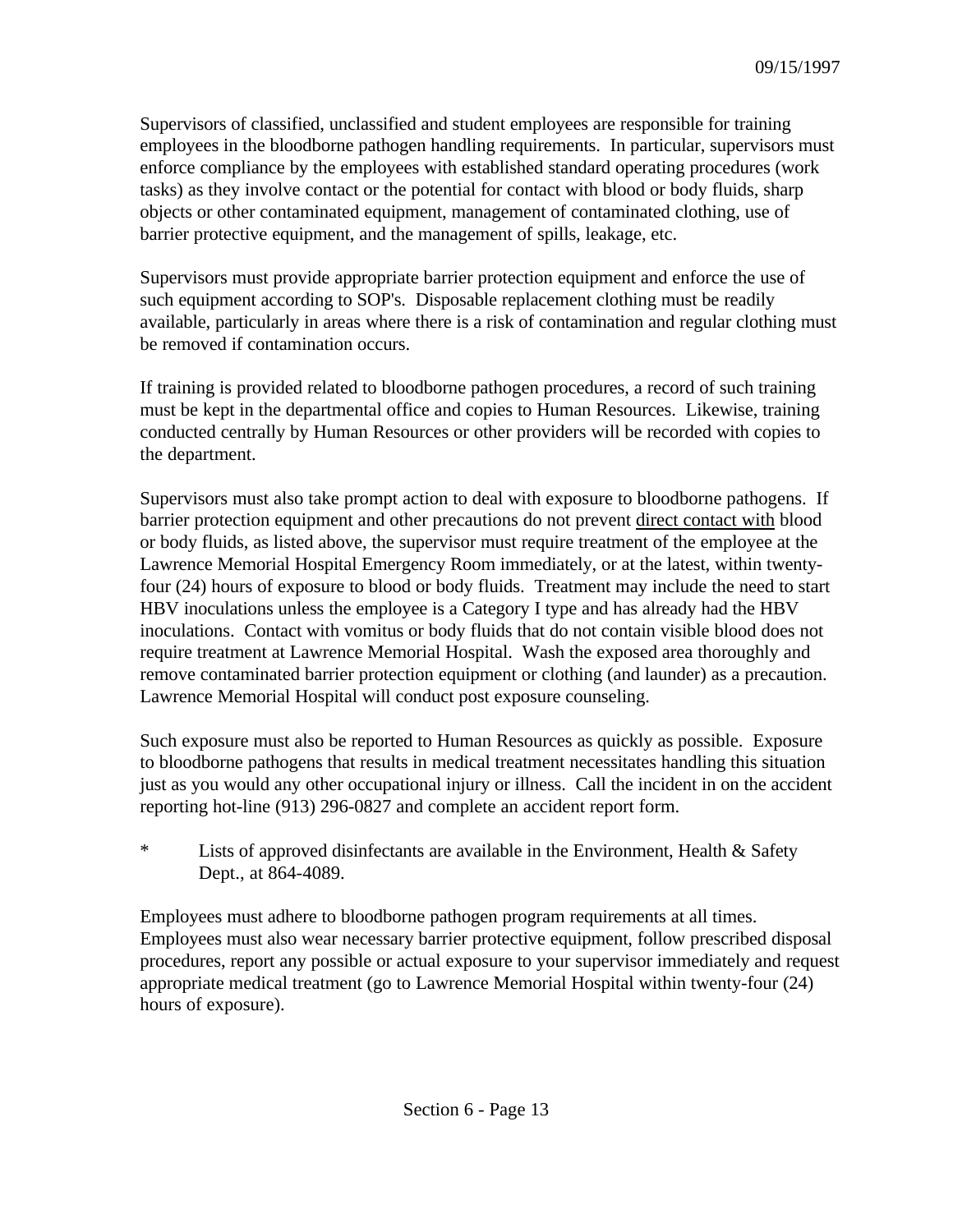Supervisors of classified, unclassified and student employees are responsible for training employees in the bloodborne pathogen handling requirements. In particular, supervisors must enforce compliance by the employees with established standard operating procedures (work tasks) as they involve contact or the potential for contact with blood or body fluids, sharp objects or other contaminated equipment, management of contaminated clothing, use of barrier protective equipment, and the management of spills, leakage, etc.

Supervisors must provide appropriate barrier protection equipment and enforce the use of such equipment according to SOP's. Disposable replacement clothing must be readily available, particularly in areas where there is a risk of contamination and regular clothing must be removed if contamination occurs.

If training is provided related to bloodborne pathogen procedures, a record of such training must be kept in the departmental office and copies to Human Resources. Likewise, training conducted centrally by Human Resources or other providers will be recorded with copies to the department.

Supervisors must also take prompt action to deal with exposure to bloodborne pathogens. If barrier protection equipment and other precautions do not prevent <u>direct contact with</u> blood or body fluids, as listed above, the supervisor must require treatment of the employee at the Lawrence Memorial Hospital Emergency Room immediately, or at the latest, within twenty-four (24) hours of exposure to blood or body fluids. Treatment may include the need to start HBV inoculations unless the employee is a Category I type and has already had the HBV inoculations. Contact with vomitus or body fluids that do not contain visible blood does not require treatment at Lawrence Memorial Hospital. Wash the exposed area thoroughly and remove contaminated barrier protection equipment or clothing (and launder) as a precaution. Lawrence Memorial Hospital will conduct post exposure counseling.

Such exposure must also be reported to Human Resources as quickly as possible. Exposure to bloodborne pathogens that results in medical treatment necessitates handling this situation just as you would any other occupational injury or illness. Call the incident in on the accident reporting hot-line (913) 296-0827 and complete an accident report form.

\* Lists of approved disinfectants are available in the Environment, Health & Safety Dept., at 864-4089.

Employees must adhere to bloodborne pathogen program requirements at all times. Employees must also wear necessary barrier protective equipment, follow prescribed disposal procedures, report any possible or actual exposure to your supervisor immediately and request appropriate medical treatment (go to Lawrence Memorial Hospital within twenty-four (24) hours of exposure).